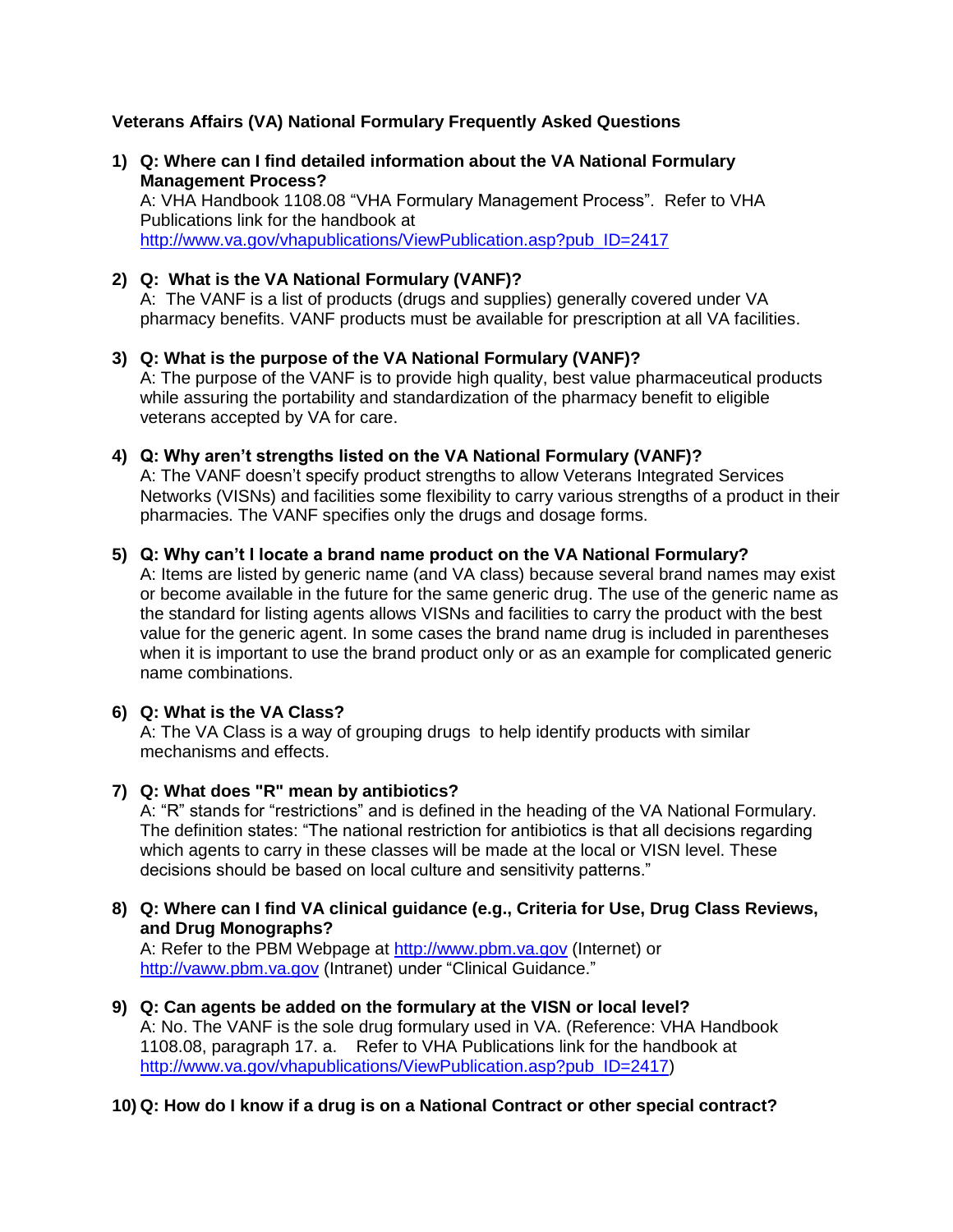**Veterans Affairs (VA) National Formulary Frequently Asked Questions**

1) **Q: Where can I find detailed information about the VA National Formulary Management Process?**
   A: VHA Handbook 1108.08 "VHA Formulary Management Process". Refer to VHA Publications link for the handbook at [http://www.va.gov/vhapublications/ViewPublication.asp?pub_ID=2417](http://www.va.gov/vhapublications/ViewPublication.asp?pub_ID=2417)

2) **Q: What is the VA National Formulary (VANF)?**
   A: The VANF is a list of products (drugs and supplies) generally covered under VA pharmacy benefits. VANF products must be available for prescription at all VA facilities.

3) **Q: What is the purpose of the VA National Formulary (VANF)?**
   A: The purpose of the VANF is to provide high quality, best value pharmaceutical products while assuring the portability and standardization of the pharmacy benefit to eligible veterans accepted by VA for care.

4) **Q: Why aren't strengths listed on the VA National Formulary (VANF)?**
   A: The VANF doesn't specify product strengths to allow Veterans Integrated Services Networks (VISNs) and facilities some flexibility to carry various strengths of a product in their pharmacies. The VANF specifies only the drugs and dosage forms.

5) **Q: Why can't I locate a brand name product on the VA National Formulary?**
   A: Items are listed by generic name (and VA class) because several brand names may exist or become available in the future for the same generic drug. The use of the generic name as the standard for listing agents allows VISNs and facilities to carry the product with the best value for the generic agent. In some cases the brand name drug is included in parentheses when it is important to use the brand product only or as an example for complicated generic name combinations.

6) **Q: What is the VA Class?**
   A: The VA Class is a way of grouping drugs to help identify products with similar mechanisms and effects.

7) **Q: What does "R" mean by antibiotics?**
   A: "R" stands for "restrictions" and is defined in the heading of the VA National Formulary. The definition states: "The national restriction for antibiotics is that all decisions regarding which agents to carry in these classes will be made at the local or VISN level. These decisions should be based on local culture and sensitivity patterns."

8) **Q: Where can I find VA clinical guidance (e.g., Criteria for Use, Drug Class Reviews, and Drug Monographs?**
   A: Refer to the PBM Webpage at [http://www.pbm.va.gov](http://www.pbm.va.gov) (Internet) or [http://vaww.pbm.va.gov](http://vaww.pbm.va.gov) (Intranet) under "Clinical Guidance."

9) **Q: Can agents be added on the formulary at the VISN or local level?**
   A: No. The VANF is the sole drug formulary used in VA. (Reference: VHA Handbook 1108.08, paragraph 17. a. Refer to VHA Publications link for the handbook at [http://www.va.gov/vhapublications/ViewPublication.asp?pub_ID=2417](http://www.va.gov/vhapublications/ViewPublication.asp?pub_ID=2417))

10) **Q: How do I know if a drug is on a National Contract or other special contract?**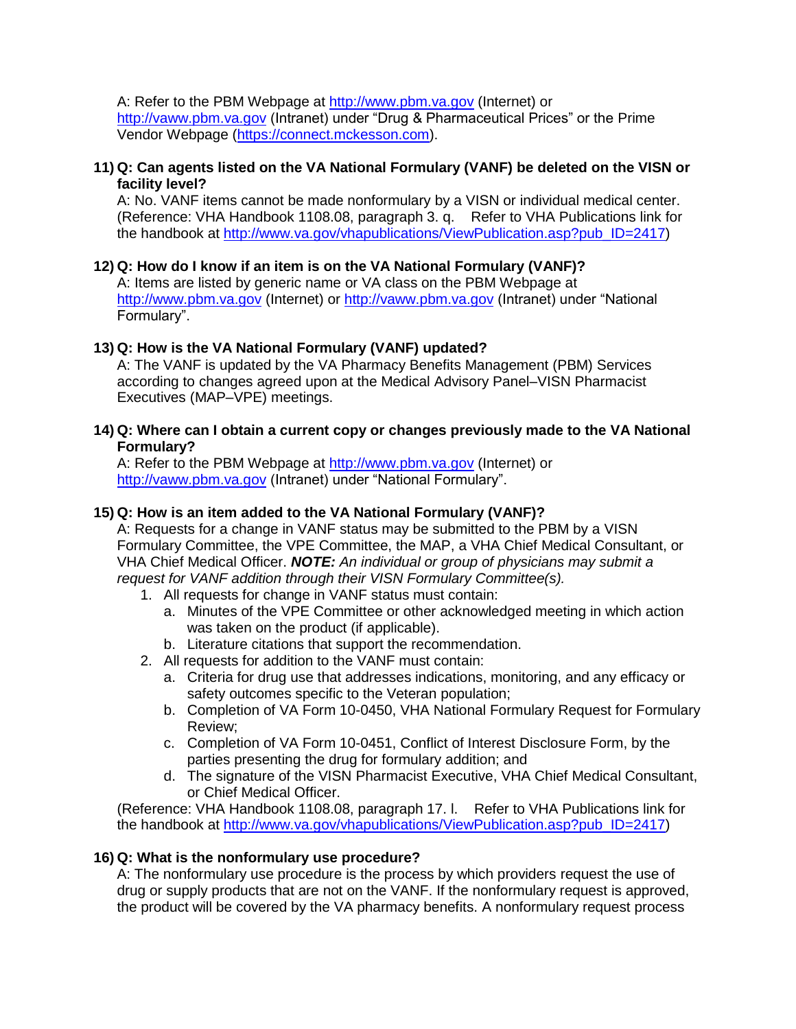A: Refer to the PBM Webpage at http://www.pbm.va.gov (Internet) or http://vaww.pbm.va.gov (Intranet) under “Drug & Pharmaceutical Prices” or the Prime Vendor Webpage (https://connect.mckesson.com).

**11) Q: Can agents listed on the VA National Formulary (VANF) be deleted on the VISN or facility level?**

A: No. VANF items cannot be made nonformulary by a VISN or individual medical center. (Reference: VHA Handbook 1108.08, paragraph 3. q. Refer to VHA Publications link for the handbook at http://www.va.gov/vhapublications/ViewPublication.asp?pub_ID=2417)

**12) Q: How do I know if an item is on the VA National Formulary (VANF)?**

A: Items are listed by generic name or VA class on the PBM Webpage at http://www.pbm.va.gov (Internet) or http://vaww.pbm.va.gov (Intranet) under “National Formulary”.

**13) Q: How is the VA National Formulary (VANF) updated?**

A: The VANF is updated by the VA Pharmacy Benefits Management (PBM) Services according to changes agreed upon at the Medical Advisory Panel–VISN Pharmacist Executives (MAP–VPE) meetings.

**14) Q: Where can I obtain a current copy or changes previously made to the VA National Formulary?**

A: Refer to the PBM Webpage at http://www.pbm.va.gov (Internet) or http://vaww.pbm.va.gov (Intranet) under “National Formulary”.

**15) Q: How is an item added to the VA National Formulary (VANF)?**

A: Requests for a change in VANF status may be submitted to the PBM by a VISN Formulary Committee, the VPE Committee, the MAP, a VHA Chief Medical Consultant, or VHA Chief Medical Officer. ***NOTE:*** *An individual or group of physicians may submit a request for VANF addition through their VISN Formulary Committee(s).*

1. All requests for change in VANF status must contain:
    a. Minutes of the VPE Committee or other acknowledged meeting in which action was taken on the product (if applicable).
    b. Literature citations that support the recommendation.
2. All requests for addition to the VANF must contain:
    a. Criteria for drug use that addresses indications, monitoring, and any efficacy or safety outcomes specific to the Veteran population;
    b. Completion of VA Form 10-0450, VHA National Formulary Request for Formulary Review;
    c. Completion of VA Form 10-0451, Conflict of Interest Disclosure Form, by the parties presenting the drug for formulary addition; and
    d. The signature of the VISN Pharmacist Executive, VHA Chief Medical Consultant, or Chief Medical Officer.

(Reference: VHA Handbook 1108.08, paragraph 17. l. Refer to VHA Publications link for the handbook at http://www.va.gov/vhapublications/ViewPublication.asp?pub_ID=2417)

**16) Q: What is the nonformulary use procedure?**

A: The nonformulary use procedure is the process by which providers request the use of drug or supply products that are not on the VANF. If the nonformulary request is approved, the product will be covered by the VA pharmacy benefits. A nonformulary request process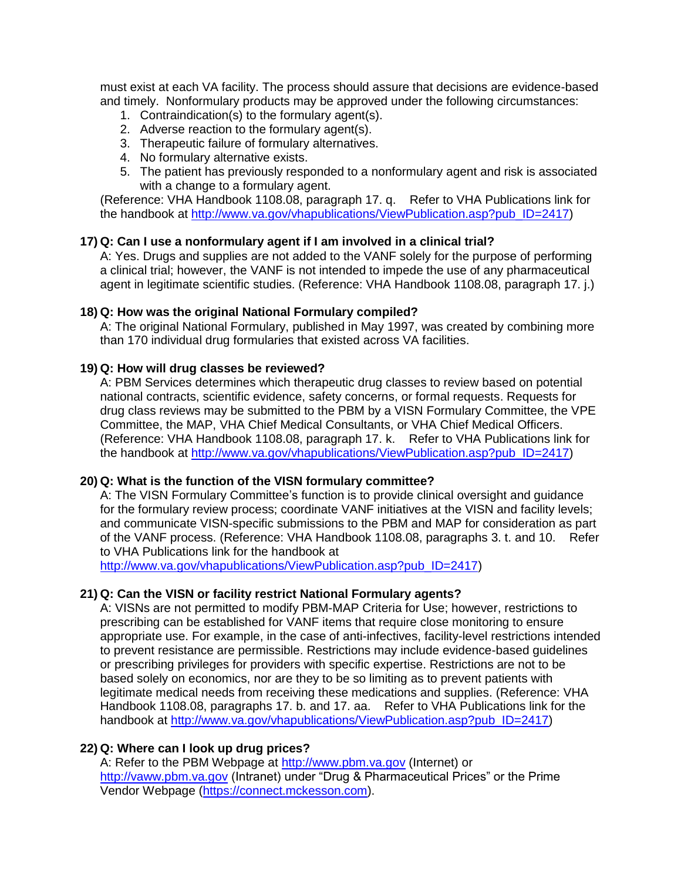must exist at each VA facility. The process should assure that decisions are evidence-based and timely. Nonformulary products may be approved under the following circumstances:

1. Contraindication(s) to the formulary agent(s).
2. Adverse reaction to the formulary agent(s).
3. Therapeutic failure of formulary alternatives.
4. No formulary alternative exists.
5. The patient has previously responded to a nonformulary agent and risk is associated with a change to a formulary agent.

(Reference: VHA Handbook 1108.08, paragraph 17. q. Refer to VHA Publications link for the handbook at [http://www.va.gov/vhapublications/ViewPublication.asp?pub_ID=2417](http://www.va.gov/vhapublications/ViewPublication.asp?pub_ID=2417))

**17) Q: Can I use a nonformulary agent if I am involved in a clinical trial?**

A: Yes. Drugs and supplies are not added to the VANF solely for the purpose of performing a clinical trial; however, the VANF is not intended to impede the use of any pharmaceutical agent in legitimate scientific studies. (Reference: VHA Handbook 1108.08, paragraph 17. j.)

**18) Q: How was the original National Formulary compiled?**

A: The original National Formulary, published in May 1997, was created by combining more than 170 individual drug formularies that existed across VA facilities.

**19) Q: How will drug classes be reviewed?**

A: PBM Services determines which therapeutic drug classes to review based on potential national contracts, scientific evidence, safety concerns, or formal requests. Requests for drug class reviews may be submitted to the PBM by a VISN Formulary Committee, the VPE Committee, the MAP, VHA Chief Medical Consultants, or VHA Chief Medical Officers. (Reference: VHA Handbook 1108.08, paragraph 17. k. Refer to VHA Publications link for the handbook at [http://www.va.gov/vhapublications/ViewPublication.asp?pub_ID=2417](http://www.va.gov/vhapublications/ViewPublication.asp?pub_ID=2417))

**20) Q: What is the function of the VISN formulary committee?**

A: The VISN Formulary Committee's function is to provide clinical oversight and guidance for the formulary review process; coordinate VANF initiatives at the VISN and facility levels; and communicate VISN-specific submissions to the PBM and MAP for consideration as part of the VANF process. (Reference: VHA Handbook 1108.08, paragraphs 3. t. and 10. Refer to VHA Publications link for the handbook at [http://www.va.gov/vhapublications/ViewPublication.asp?pub_ID=2417](http://www.va.gov/vhapublications/ViewPublication.asp?pub_ID=2417))

**21) Q: Can the VISN or facility restrict National Formulary agents?**

A: VISNs are not permitted to modify PBM-MAP Criteria for Use; however, restrictions to prescribing can be established for VANF items that require close monitoring to ensure appropriate use. For example, in the case of anti-infectives, facility-level restrictions intended to prevent resistance are permissible. Restrictions may include evidence-based guidelines or prescribing privileges for providers with specific expertise. Restrictions are not to be based solely on economics, nor are they to be so limiting as to prevent patients with legitimate medical needs from receiving these medications and supplies. (Reference: VHA Handbook 1108.08, paragraphs 17. b. and 17. aa. Refer to VHA Publications link for the handbook at [http://www.va.gov/vhapublications/ViewPublication.asp?pub_ID=2417](http://www.va.gov/vhapublications/ViewPublication.asp?pub_ID=2417))

**22) Q: Where can I look up drug prices?**

A: Refer to the PBM Webpage at [http://www.pbm.va.gov](http://www.pbm.va.gov) (Internet) or [http://vaww.pbm.va.gov](http://vaww.pbm.va.gov) (Intranet) under "Drug & Pharmaceutical Prices" or the Prime Vendor Webpage ([https://connect.mckesson.com](https://connect.mckesson.com)).